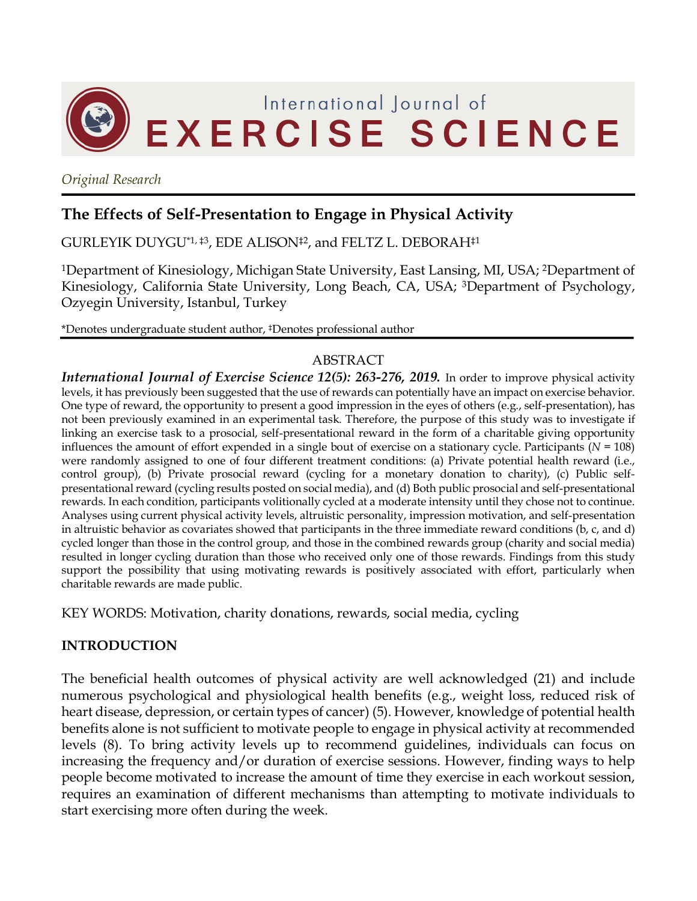International Journal of **EXERCISE SCIENCE**

*Original Research*

# The Effects of Self-Presentation to Engage in Physical Activity

GURLEYIK DUYGU[*1, ‡3], EDE ALISON[‡2], and FELTZ L. DEBORAH[‡1]

[1]Department of Kinesiology, Michigan State University, East Lansing, MI, USA; [2]Department of Kinesiology, California State University, Long Beach, CA, USA; [3]Department of Psychology, Ozyegin University, Istanbul, Turkey

*Denotes undergraduate student author, ‡Denotes professional author

## ABSTRACT

***International Journal of Exercise Science 12(5): 263-276, 2019.*** In order to improve physical activity levels, it has previously been suggested that the use of rewards can potentially have an impact on exercise behavior. One type of reward, the opportunity to present a good impression in the eyes of others (e.g., self-presentation), has not been previously examined in an experimental task. Therefore, the purpose of this study was to investigate if linking an exercise task to a prosocial, self-presentational reward in the form of a charitable giving opportunity influences the amount of effort expended in a single bout of exercise on a stationary cycle. Participants ($N$ = 108) were randomly assigned to one of four different treatment conditions: (a) Private potential health reward (i.e., control group), (b) Private prosocial reward (cycling for a monetary donation to charity), (c) Public self-presentational reward (cycling results posted on social media), and (d) Both public prosocial and self-presentational rewards. In each condition, participants volitionally cycled at a moderate intensity until they chose not to continue. Analyses using current physical activity levels, altruistic personality, impression motivation, and self-presentation in altruistic behavior as covariates showed that participants in the three immediate reward conditions (b, c, and d) cycled longer than those in the control group, and those in the combined rewards group (charity and social media) resulted in longer cycling duration than those who received only one of those rewards. Findings from this study support the possibility that using motivating rewards is positively associated with effort, particularly when charitable rewards are made public.

KEY WORDS: Motivation, charity donations, rewards, social media, cycling

## INTRODUCTION

The beneficial health outcomes of physical activity are well acknowledged (21) and include numerous psychological and physiological health benefits (e.g., weight loss, reduced risk of heart disease, depression, or certain types of cancer) (5). However, knowledge of potential health benefits alone is not sufficient to motivate people to engage in physical activity at recommended levels (8). To bring activity levels up to recommend guidelines, individuals can focus on increasing the frequency and/or duration of exercise sessions. However, finding ways to help people become motivated to increase the amount of time they exercise in each workout session, requires an examination of different mechanisms than attempting to motivate individuals to start exercising more often during the week.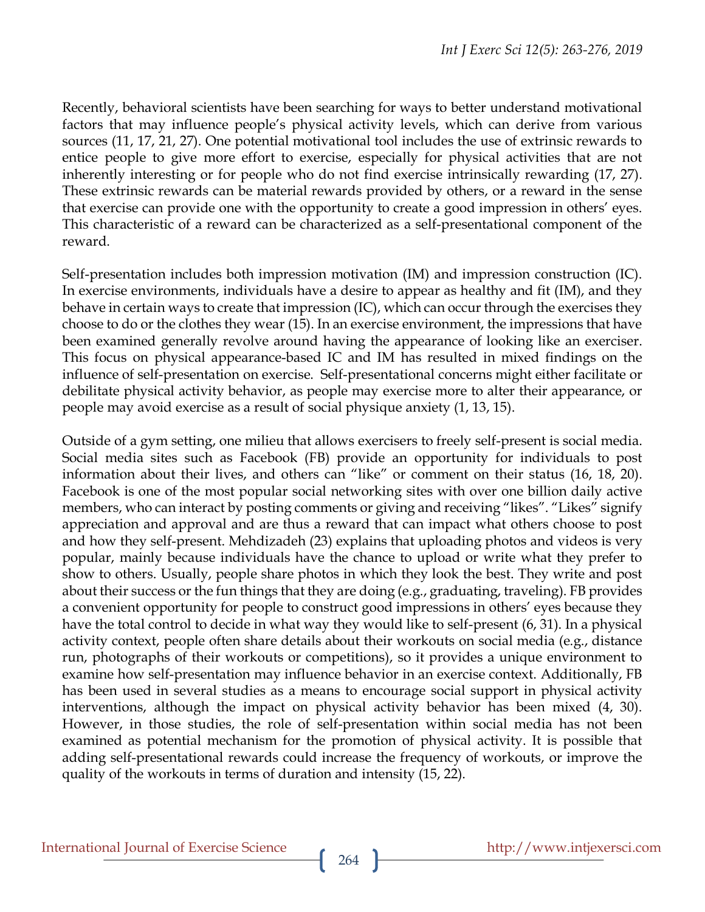Recently, behavioral scientists have been searching for ways to better understand motivational factors that may influence people's physical activity levels, which can derive from various sources (11, 17, 21, 27). One potential motivational tool includes the use of extrinsic rewards to entice people to give more effort to exercise, especially for physical activities that are not inherently interesting or for people who do not find exercise intrinsically rewarding (17, 27). These extrinsic rewards can be material rewards provided by others, or a reward in the sense that exercise can provide one with the opportunity to create a good impression in others' eyes. This characteristic of a reward can be characterized as a self-presentational component of the reward.

Self-presentation includes both impression motivation (IM) and impression construction (IC). In exercise environments, individuals have a desire to appear as healthy and fit (IM), and they behave in certain ways to create that impression (IC), which can occur through the exercises they choose to do or the clothes they wear (15). In an exercise environment, the impressions that have been examined generally revolve around having the appearance of looking like an exerciser. This focus on physical appearance-based IC and IM has resulted in mixed findings on the influence of self-presentation on exercise. Self-presentational concerns might either facilitate or debilitate physical activity behavior, as people may exercise more to alter their appearance, or people may avoid exercise as a result of social physique anxiety (1, 13, 15).

Outside of a gym setting, one milieu that allows exercisers to freely self-present is social media. Social media sites such as Facebook (FB) provide an opportunity for individuals to post information about their lives, and others can "like" or comment on their status (16, 18, 20). Facebook is one of the most popular social networking sites with over one billion daily active members, who can interact by posting comments or giving and receiving "likes". "Likes" signify appreciation and approval and are thus a reward that can impact what others choose to post and how they self-present. Mehdizadeh (23) explains that uploading photos and videos is very popular, mainly because individuals have the chance to upload or write what they prefer to show to others. Usually, people share photos in which they look the best. They write and post about their success or the fun things that they are doing (e.g., graduating, traveling). FB provides a convenient opportunity for people to construct good impressions in others' eyes because they have the total control to decide in what way they would like to self-present (6, 31). In a physical activity context, people often share details about their workouts on social media (e.g., distance run, photographs of their workouts or competitions), so it provides a unique environment to examine how self-presentation may influence behavior in an exercise context. Additionally, FB has been used in several studies as a means to encourage social support in physical activity interventions, although the impact on physical activity behavior has been mixed (4, 30). However, in those studies, the role of self-presentation within social media has not been examined as potential mechanism for the promotion of physical activity. It is possible that adding self-presentational rewards could increase the frequency of workouts, or improve the quality of the workouts in terms of duration and intensity (15, 22).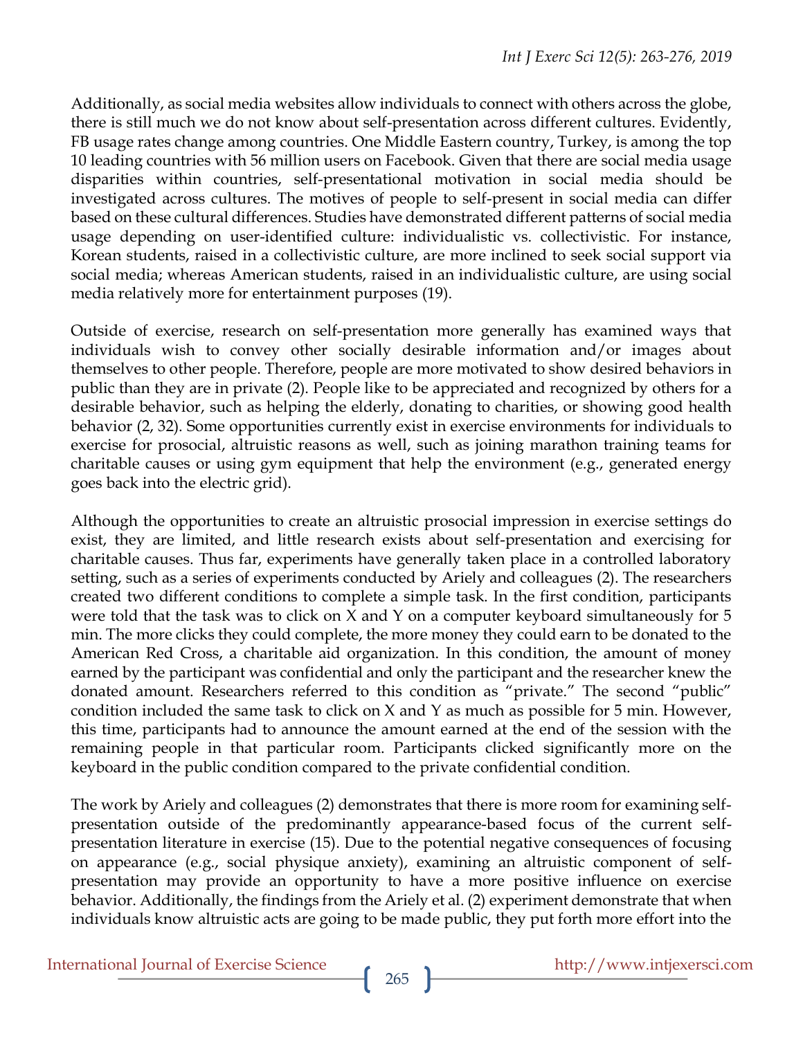Additionally, as social media websites allow individuals to connect with others across the globe, there is still much we do not know about self-presentation across different cultures. Evidently, FB usage rates change among countries. One Middle Eastern country, Turkey, is among the top 10 leading countries with 56 million users on Facebook. Given that there are social media usage disparities within countries, self-presentational motivation in social media should be investigated across cultures. The motives of people to self-present in social media can differ based on these cultural differences. Studies have demonstrated different patterns of social media usage depending on user-identified culture: individualistic vs. collectivistic. For instance, Korean students, raised in a collectivistic culture, are more inclined to seek social support via social media; whereas American students, raised in an individualistic culture, are using social media relatively more for entertainment purposes (19).

Outside of exercise, research on self-presentation more generally has examined ways that individuals wish to convey other socially desirable information and/or images about themselves to other people. Therefore, people are more motivated to show desired behaviors in public than they are in private (2). People like to be appreciated and recognized by others for a desirable behavior, such as helping the elderly, donating to charities, or showing good health behavior (2, 32). Some opportunities currently exist in exercise environments for individuals to exercise for prosocial, altruistic reasons as well, such as joining marathon training teams for charitable causes or using gym equipment that help the environment (e.g., generated energy goes back into the electric grid).

Although the opportunities to create an altruistic prosocial impression in exercise settings do exist, they are limited, and little research exists about self-presentation and exercising for charitable causes. Thus far, experiments have generally taken place in a controlled laboratory setting, such as a series of experiments conducted by Ariely and colleagues (2). The researchers created two different conditions to complete a simple task. In the first condition, participants were told that the task was to click on X and Y on a computer keyboard simultaneously for 5 min. The more clicks they could complete, the more money they could earn to be donated to the American Red Cross, a charitable aid organization. In this condition, the amount of money earned by the participant was confidential and only the participant and the researcher knew the donated amount. Researchers referred to this condition as "private." The second "public" condition included the same task to click on X and Y as much as possible for 5 min. However, this time, participants had to announce the amount earned at the end of the session with the remaining people in that particular room. Participants clicked significantly more on the keyboard in the public condition compared to the private confidential condition.

The work by Ariely and colleagues (2) demonstrates that there is more room for examining self-presentation outside of the predominantly appearance-based focus of the current self-presentation literature in exercise (15). Due to the potential negative consequences of focusing on appearance (e.g., social physique anxiety), examining an altruistic component of self-presentation may provide an opportunity to have a more positive influence on exercise behavior. Additionally, the findings from the Ariely et al. (2) experiment demonstrate that when individuals know altruistic acts are going to be made public, they put forth more effort into the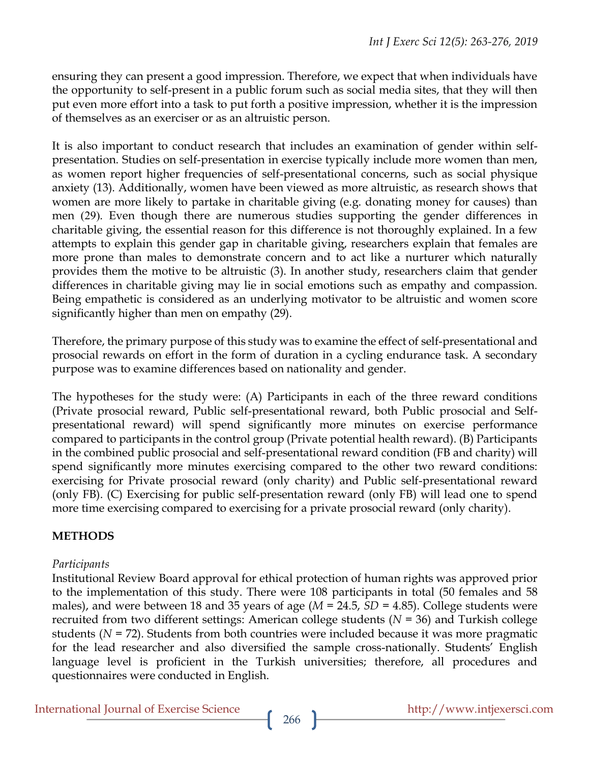ensuring they can present a good impression. Therefore, we expect that when individuals have the opportunity to self-present in a public forum such as social media sites, that they will then put even more effort into a task to put forth a positive impression, whether it is the impression of themselves as an exerciser or as an altruistic person.

It is also important to conduct research that includes an examination of gender within self-presentation. Studies on self-presentation in exercise typically include more women than men, as women report higher frequencies of self-presentational concerns, such as social physique anxiety (13). Additionally, women have been viewed as more altruistic, as research shows that women are more likely to partake in charitable giving (e.g. donating money for causes) than men (29). Even though there are numerous studies supporting the gender differences in charitable giving, the essential reason for this difference is not thoroughly explained. In a few attempts to explain this gender gap in charitable giving, researchers explain that females are more prone than males to demonstrate concern and to act like a nurturer which naturally provides them the motive to be altruistic (3). In another study, researchers claim that gender differences in charitable giving may lie in social emotions such as empathy and compassion. Being empathetic is considered as an underlying motivator to be altruistic and women score significantly higher than men on empathy (29).

Therefore, the primary purpose of this study was to examine the effect of self-presentational and prosocial rewards on effort in the form of duration in a cycling endurance task. A secondary purpose was to examine differences based on nationality and gender.

The hypotheses for the study were: (A) Participants in each of the three reward conditions (Private prosocial reward, Public self-presentational reward, both Public prosocial and Self-presentational reward) will spend significantly more minutes on exercise performance compared to participants in the control group (Private potential health reward). (B) Participants in the combined public prosocial and self-presentational reward condition (FB and charity) will spend significantly more minutes exercising compared to the other two reward conditions: exercising for Private prosocial reward (only charity) and Public self-presentational reward (only FB). (C) Exercising for public self-presentation reward (only FB) will lead one to spend more time exercising compared to exercising for a private prosocial reward (only charity).

## METHODS

*Participants*

Institutional Review Board approval for ethical protection of human rights was approved prior to the implementation of this study. There were 108 participants in total (50 females and 58 males), and were between 18 and 35 years of age ($M$ = 24.5, $SD$ = 4.85). College students were recruited from two different settings: American college students ($N$ = 36) and Turkish college students ($N$ = 72). Students from both countries were included because it was more pragmatic for the lead researcher and also diversified the sample cross-nationally. Students' English language level is proficient in the Turkish universities; therefore, all procedures and questionnaires were conducted in English.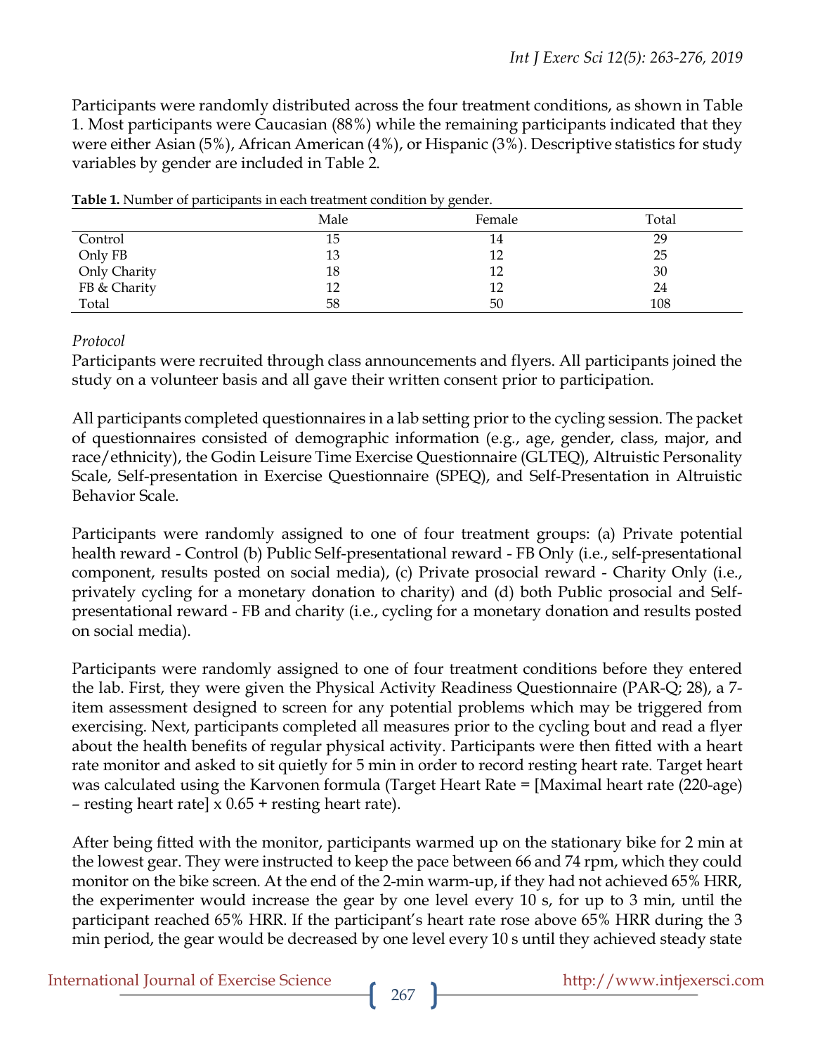Participants were randomly distributed across the four treatment conditions, as shown in Table 1. Most participants were Caucasian (88%) while the remaining participants indicated that they were either Asian (5%), African American (4%), or Hispanic (3%). Descriptive statistics for study variables by gender are included in Table 2.

**Table 1.** Number of participants in each treatment condition by gender.

| | Male | Female | Total |
|---|---|---|---|
| Control | 15 | 14 | 29 |
| Only FB | 13 | 12 | 25 |
| Only Charity | 18 | 12 | 30 |
| FB & Charity | 12 | 12 | 24 |
| Total | 58 | 50 | 108 |

*Protocol*

Participants were recruited through class announcements and flyers. All participants joined the study on a volunteer basis and all gave their written consent prior to participation.

All participants completed questionnaires in a lab setting prior to the cycling session. The packet of questionnaires consisted of demographic information (e.g., age, gender, class, major, and race/ethnicity), the Godin Leisure Time Exercise Questionnaire (GLTEQ), Altruistic Personality Scale, Self-presentation in Exercise Questionnaire (SPEQ), and Self-Presentation in Altruistic Behavior Scale.

Participants were randomly assigned to one of four treatment groups: (a) Private potential health reward - Control (b) Public Self-presentational reward - FB Only (i.e., self-presentational component, results posted on social media), (c) Private prosocial reward - Charity Only (i.e., privately cycling for a monetary donation to charity) and (d) both Public prosocial and Self-presentational reward - FB and charity (i.e., cycling for a monetary donation and results posted on social media).

Participants were randomly assigned to one of four treatment conditions before they entered the lab. First, they were given the Physical Activity Readiness Questionnaire (PAR-Q; 28), a 7-item assessment designed to screen for any potential problems which may be triggered from exercising. Next, participants completed all measures prior to the cycling bout and read a flyer about the health benefits of regular physical activity. Participants were then fitted with a heart rate monitor and asked to sit quietly for 5 min in order to record resting heart rate. Target heart was calculated using the Karvonen formula (Target Heart Rate = [Maximal heart rate (220-age) – resting heart rate] x 0.65 + resting heart rate).

After being fitted with the monitor, participants warmed up on the stationary bike for 2 min at the lowest gear. They were instructed to keep the pace between 66 and 74 rpm, which they could monitor on the bike screen. At the end of the 2-min warm-up, if they had not achieved 65% HRR, the experimenter would increase the gear by one level every 10 s, for up to 3 min, until the participant reached 65% HRR. If the participant's heart rate rose above 65% HRR during the 3 min period, the gear would be decreased by one level every 10 s until they achieved steady state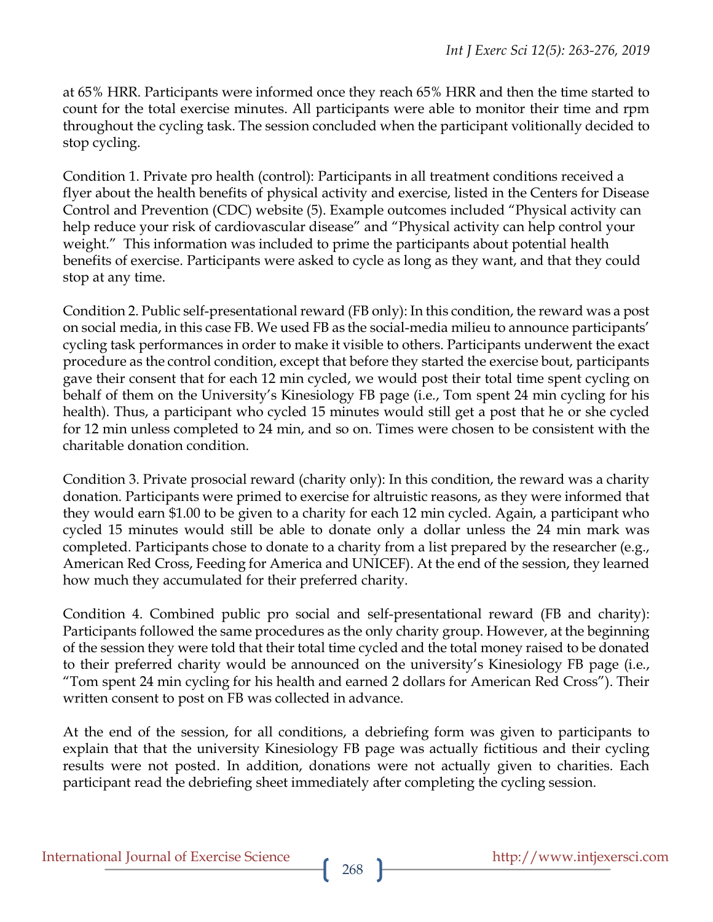at 65% HRR. Participants were informed once they reach 65% HRR and then the time started to count for the total exercise minutes. All participants were able to monitor their time and rpm throughout the cycling task. The session concluded when the participant volitionally decided to stop cycling.

Condition 1. Private pro health (control): Participants in all treatment conditions received a flyer about the health benefits of physical activity and exercise, listed in the Centers for Disease Control and Prevention (CDC) website (5). Example outcomes included "Physical activity can help reduce your risk of cardiovascular disease" and "Physical activity can help control your weight." This information was included to prime the participants about potential health benefits of exercise. Participants were asked to cycle as long as they want, and that they could stop at any time.

Condition 2. Public self-presentational reward (FB only): In this condition, the reward was a post on social media, in this case FB. We used FB as the social-media milieu to announce participants' cycling task performances in order to make it visible to others. Participants underwent the exact procedure as the control condition, except that before they started the exercise bout, participants gave their consent that for each 12 min cycled, we would post their total time spent cycling on behalf of them on the University's Kinesiology FB page (i.e., Tom spent 24 min cycling for his health). Thus, a participant who cycled 15 minutes would still get a post that he or she cycled for 12 min unless completed to 24 min, and so on. Times were chosen to be consistent with the charitable donation condition.

Condition 3. Private prosocial reward (charity only): In this condition, the reward was a charity donation. Participants were primed to exercise for altruistic reasons, as they were informed that they would earn $1.00 to be given to a charity for each 12 min cycled. Again, a participant who cycled 15 minutes would still be able to donate only a dollar unless the 24 min mark was completed. Participants chose to donate to a charity from a list prepared by the researcher (e.g., American Red Cross, Feeding for America and UNICEF). At the end of the session, they learned how much they accumulated for their preferred charity.

Condition 4. Combined public pro social and self-presentational reward (FB and charity): Participants followed the same procedures as the only charity group. However, at the beginning of the session they were told that their total time cycled and the total money raised to be donated to their preferred charity would be announced on the university's Kinesiology FB page (i.e., "Tom spent 24 min cycling for his health and earned 2 dollars for American Red Cross"). Their written consent to post on FB was collected in advance.

At the end of the session, for all conditions, a debriefing form was given to participants to explain that that the university Kinesiology FB page was actually fictitious and their cycling results were not posted. In addition, donations were not actually given to charities. Each participant read the debriefing sheet immediately after completing the cycling session.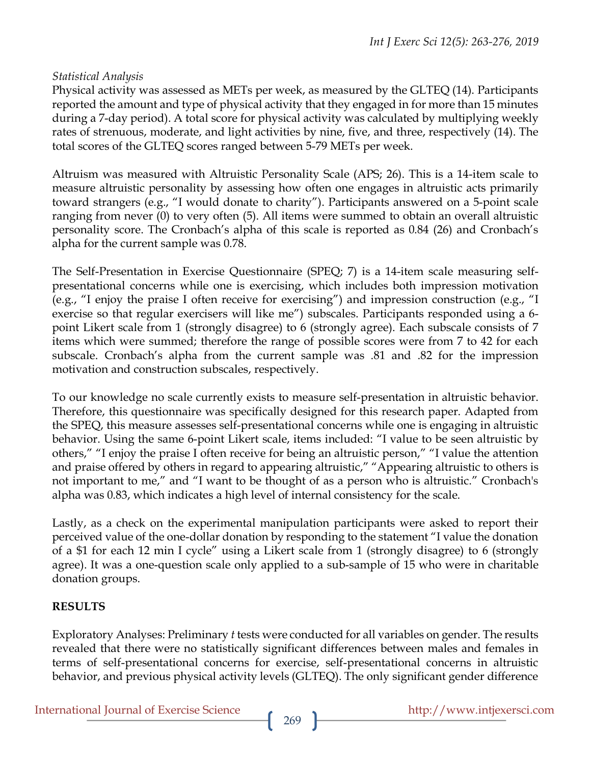*Statistical Analysis*

Physical activity was assessed as METs per week, as measured by the GLTEQ (14). Participants reported the amount and type of physical activity that they engaged in for more than 15 minutes during a 7-day period). A total score for physical activity was calculated by multiplying weekly rates of strenuous, moderate, and light activities by nine, five, and three, respectively (14). The total scores of the GLTEQ scores ranged between 5-79 METs per week.

Altruism was measured with Altruistic Personality Scale (APS; 26). This is a 14-item scale to measure altruistic personality by assessing how often one engages in altruistic acts primarily toward strangers (e.g., "I would donate to charity"). Participants answered on a 5-point scale ranging from never (0) to very often (5). All items were summed to obtain an overall altruistic personality score. The Cronbach's alpha of this scale is reported as 0.84 (26) and Cronbach's alpha for the current sample was 0.78.

The Self-Presentation in Exercise Questionnaire (SPEQ; 7) is a 14-item scale measuring self-presentational concerns while one is exercising, which includes both impression motivation (e.g., "I enjoy the praise I often receive for exercising") and impression construction (e.g., "I exercise so that regular exercisers will like me") subscales. Participants responded using a 6-point Likert scale from 1 (strongly disagree) to 6 (strongly agree). Each subscale consists of 7 items which were summed; therefore the range of possible scores were from 7 to 42 for each subscale. Cronbach's alpha from the current sample was .81 and .82 for the impression motivation and construction subscales, respectively.

To our knowledge no scale currently exists to measure self-presentation in altruistic behavior. Therefore, this questionnaire was specifically designed for this research paper. Adapted from the SPEQ, this measure assesses self-presentational concerns while one is engaging in altruistic behavior. Using the same 6-point Likert scale, items included: "I value to be seen altruistic by others," "I enjoy the praise I often receive for being an altruistic person," "I value the attention and praise offered by others in regard to appearing altruistic," "Appearing altruistic to others is not important to me," and "I want to be thought of as a person who is altruistic." Cronbach's alpha was 0.83, which indicates a high level of internal consistency for the scale.

Lastly, as a check on the experimental manipulation participants were asked to report their perceived value of the one-dollar donation by responding to the statement "I value the donation of a $1 for each 12 min I cycle" using a Likert scale from 1 (strongly disagree) to 6 (strongly agree). It was a one-question scale only applied to a sub-sample of 15 who were in charitable donation groups.

## RESULTS

Exploratory Analyses: Preliminary *t* tests were conducted for all variables on gender. The results revealed that there were no statistically significant differences between males and females in terms of self-presentational concerns for exercise, self-presentational concerns in altruistic behavior, and previous physical activity levels (GLTEQ). The only significant gender difference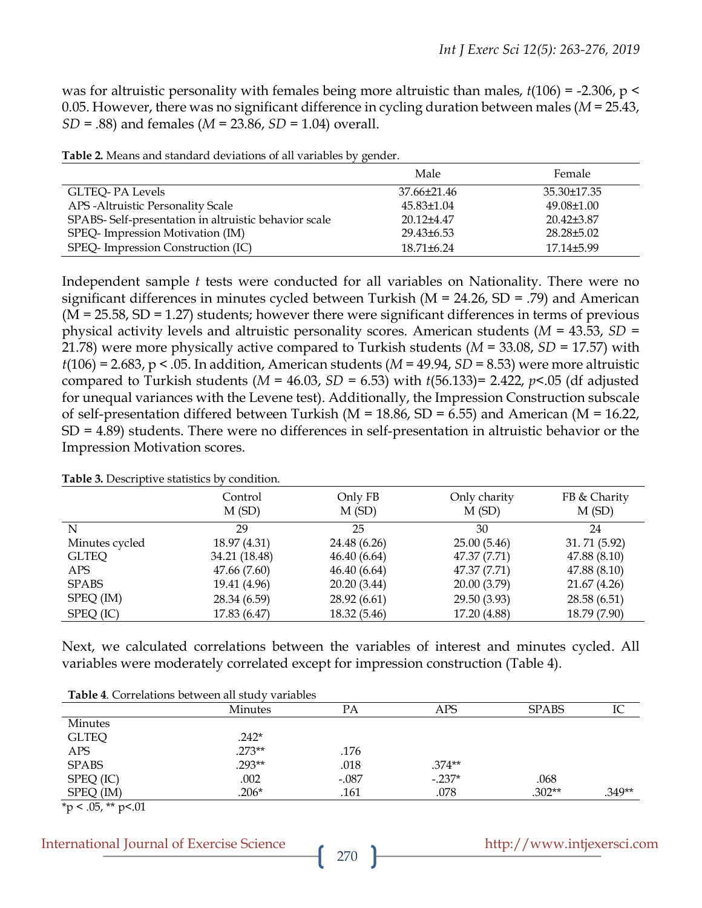was for altruistic personality with females being more altruistic than males, $t(106) = -2.306$, $p < 0.05$. However, there was no significant difference in cycling duration between males ($M = 25.43$, $SD = .88$) and females ($M = 23.86$, $SD = 1.04$) overall.

**Table 2.** Means and standard deviations of all variables by gender.

| | Male | Female |
|---|---|---|
| GLTEQ- PA Levels | 37.66±21.46 | 35.30±17.35 |
| APS -Altruistic Personality Scale | 45.83±1.04 | 49.08±1.00 |
| SPABS- Self-presentation in altruistic behavior scale | 20.12±4.47 | 20.42±3.87 |
| SPEQ- Impression Motivation (IM) | 29.43±6.53 | 28.28±5.02 |
| SPEQ- Impression Construction (IC) | 18.71±6.24 | 17.14±5.99 |

Independent sample *t* tests were conducted for all variables on Nationality. There were no significant differences in minutes cycled between Turkish (M = 24.26, SD = .79) and American (M = 25.58, SD = 1.27) students; however there were significant differences in terms of previous physical activity levels and altruistic personality scores. American students ($M = 43.53$, $SD = 21.78$) were more physically active compared to Turkish students ($M = 33.08$, $SD = 17.57$) with $t(106) = 2.683$, $p < .05$. In addition, American students ($M = 49.94$, $SD = 8.53$) were more altruistic compared to Turkish students ($M = 46.03$, $SD = 6.53$) with $t(56.133) = 2.422$, $p < .05$ (df adjusted for unequal variances with the Levene test). Additionally, the Impression Construction subscale of self-presentation differed between Turkish (M = 18.86, SD = 6.55) and American (M = 16.22, SD = 4.89) students. There were no differences in self-presentation in altruistic behavior or the Impression Motivation scores.

**Table 3.** Descriptive statistics by condition.

| | Control M (SD) | Only FB M (SD) | Only charity M (SD) | FB & Charity M (SD) |
|---|---|---|---|---|
| N | 29 | 25 | 30 | 24 |
| Minutes cycled | 18.97 (4.31) | 24.48 (6.26) | 25.00 (5.46) | 31. 71 (5.92) |
| GLTEQ | 34.21 (18.48) | 46.40 (6.64) | 47.37 (7.71) | 47.88 (8.10) |
| APS | 47.66 (7.60) | 46.40 (6.64) | 47.37 (7.71) | 47.88 (8.10) |
| SPABS | 19.41 (4.96) | 20.20 (3.44) | 20.00 (3.79) | 21.67 (4.26) |
| SPEQ (IM) | 28.34 (6.59) | 28.92 (6.61) | 29.50 (3.93) | 28.58 (6.51) |
| SPEQ (IC) | 17.83 (6.47) | 18.32 (5.46) | 17.20 (4.88) | 18.79 (7.90) |

Next, we calculated correlations between the variables of interest and minutes cycled. All variables were moderately correlated except for impression construction (Table 4).

**Table 4**. Correlations between all study variables

| | Minutes | PA | APS | SPABS | IC |
|---|---|---|---|---|---|
| Minutes | | | | | |
| GLTEQ | .242* | | | | |
| APS | .273** | .176 | | | |
| SPABS | .293** | .018 | .374** | | |
| SPEQ (IC) | .002 | -.087 | -.237* | .068 | |
| SPEQ (IM) | .206* | .161 | .078 | .302** | .349** |

*p < .05, ** p<.01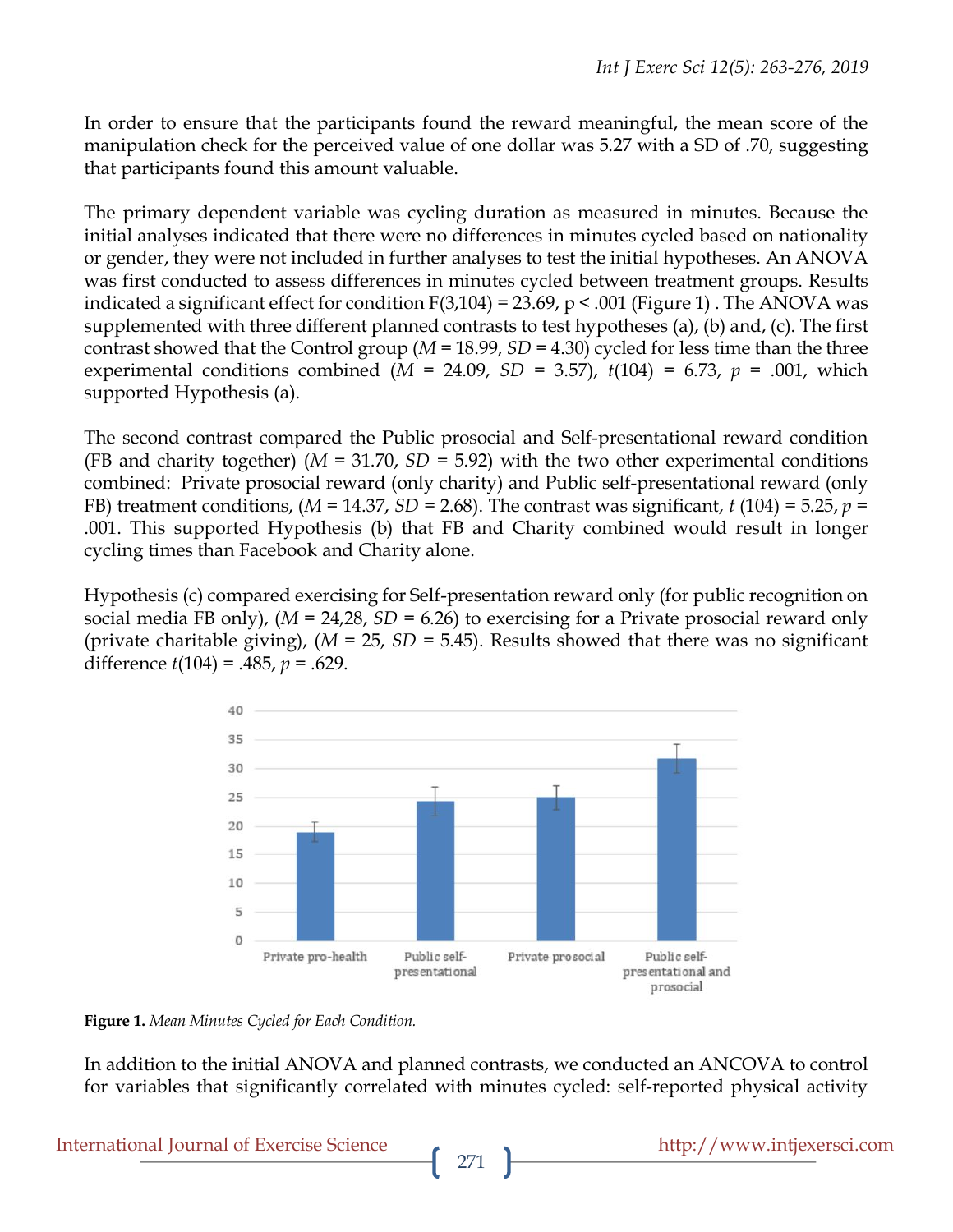In order to ensure that the participants found the reward meaningful, the mean score of the manipulation check for the perceived value of one dollar was 5.27 with a SD of .70, suggesting that participants found this amount valuable.

The primary dependent variable was cycling duration as measured in minutes. Because the initial analyses indicated that there were no differences in minutes cycled based on nationality or gender, they were not included in further analyses to test the initial hypotheses. An ANOVA was first conducted to assess differences in minutes cycled between treatment groups. Results indicated a significant effect for condition $F(3,104) = 23.69$, $p < .001$ (Figure 1) . The ANOVA was supplemented with three different planned contrasts to test hypotheses (a), (b) and, (c). The first contrast showed that the Control group ($M = 18.99$, $SD = 4.30$) cycled for less time than the three experimental conditions combined ($M = 24.09$, $SD = 3.57$), $t(104) = 6.73$, $p = .001$, which supported Hypothesis (a).

The second contrast compared the Public prosocial and Self-presentational reward condition (FB and charity together) ($M = 31.70$, $SD = 5.92$) with the two other experimental conditions combined: Private prosocial reward (only charity) and Public self-presentational reward (only FB) treatment conditions, ($M = 14.37$, $SD = 2.68$). The contrast was significant, $t(104) = 5.25$, $p = .001$. This supported Hypothesis (b) that FB and Charity combined would result in longer cycling times than Facebook and Charity alone.

Hypothesis (c) compared exercising for Self-presentation reward only (for public recognition on social media FB only), ($M = 24{,}28$, $SD = 6.26$) to exercising for a Private prosocial reward only (private charitable giving), ($M = 25$, $SD = 5.45$). Results showed that there was no significant difference $t(104) = .485$, $p = .629$.

**Figure 1.** *Mean Minutes Cycled for Each Condition.*

In addition to the initial ANOVA and planned contrasts, we conducted an ANCOVA to control for variables that significantly correlated with minutes cycled: self-reported physical activity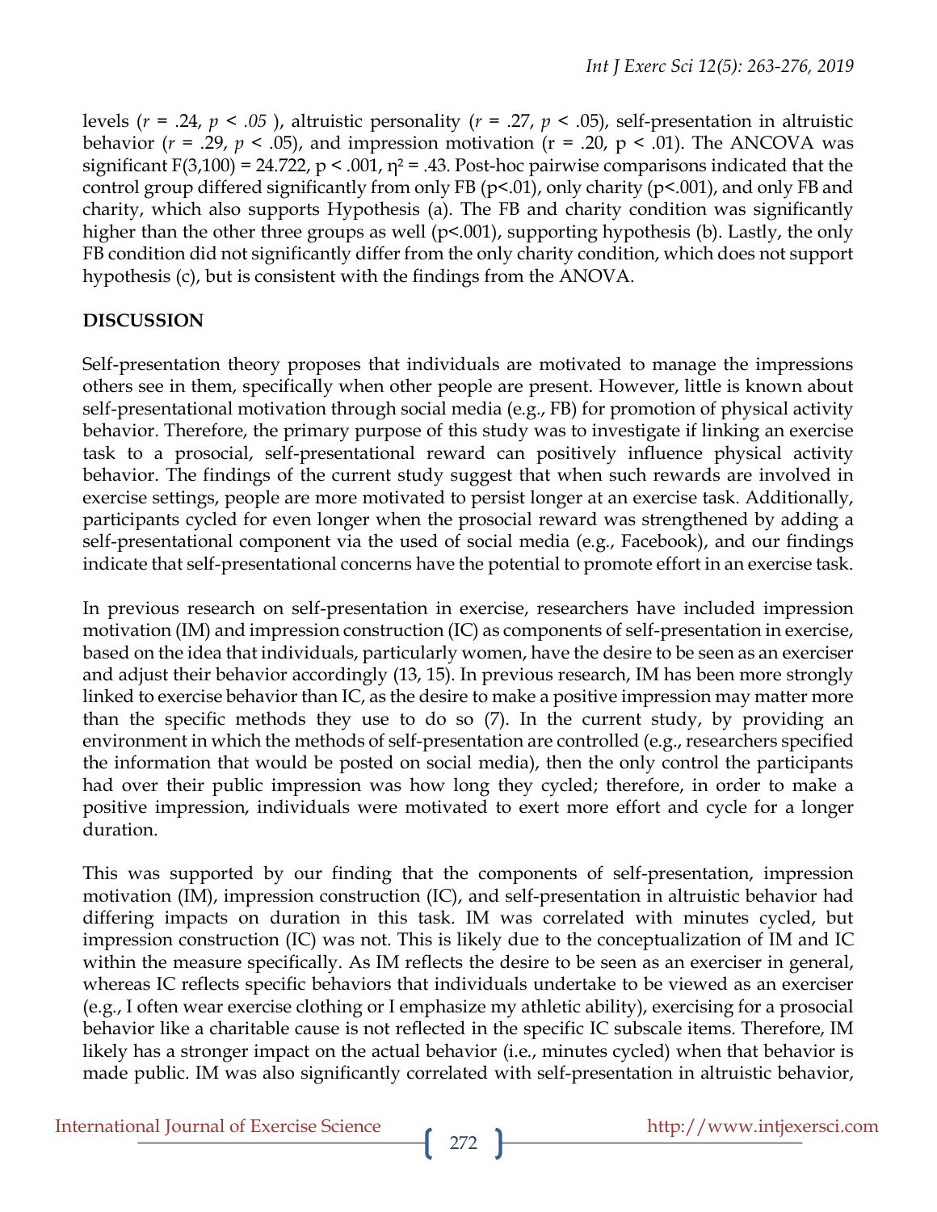levels ($r = .24$, $p < .05$), altruistic personality ($r = .27$, $p < .05$), self-presentation in altruistic behavior ($r = .29$, $p < .05$), and impression motivation ($r = .20$, $p < .01$). The ANCOVA was significant $F(3,100) = 24.722$, $p < .001$, $\eta^2 = .43$. Post-hoc pairwise comparisons indicated that the control group differed significantly from only FB ($p<.01$), only charity ($p<.001$), and only FB and charity, which also supports Hypothesis (a). The FB and charity condition was significantly higher than the other three groups as well ($p<.001$), supporting hypothesis (b). Lastly, the only FB condition did not significantly differ from the only charity condition, which does not support hypothesis (c), but is consistent with the findings from the ANOVA.

## DISCUSSION

Self-presentation theory proposes that individuals are motivated to manage the impressions others see in them, specifically when other people are present. However, little is known about self-presentational motivation through social media (e.g., FB) for promotion of physical activity behavior. Therefore, the primary purpose of this study was to investigate if linking an exercise task to a prosocial, self-presentational reward can positively influence physical activity behavior. The findings of the current study suggest that when such rewards are involved in exercise settings, people are more motivated to persist longer at an exercise task. Additionally, participants cycled for even longer when the prosocial reward was strengthened by adding a self-presentational component via the used of social media (e.g., Facebook), and our findings indicate that self-presentational concerns have the potential to promote effort in an exercise task.

In previous research on self-presentation in exercise, researchers have included impression motivation (IM) and impression construction (IC) as components of self-presentation in exercise, based on the idea that individuals, particularly women, have the desire to be seen as an exerciser and adjust their behavior accordingly (13, 15). In previous research, IM has been more strongly linked to exercise behavior than IC, as the desire to make a positive impression may matter more than the specific methods they use to do so (7). In the current study, by providing an environment in which the methods of self-presentation are controlled (e.g., researchers specified the information that would be posted on social media), then the only control the participants had over their public impression was how long they cycled; therefore, in order to make a positive impression, individuals were motivated to exert more effort and cycle for a longer duration.

This was supported by our finding that the components of self-presentation, impression motivation (IM), impression construction (IC), and self-presentation in altruistic behavior had differing impacts on duration in this task. IM was correlated with minutes cycled, but impression construction (IC) was not. This is likely due to the conceptualization of IM and IC within the measure specifically. As IM reflects the desire to be seen as an exerciser in general, whereas IC reflects specific behaviors that individuals undertake to be viewed as an exerciser (e.g., I often wear exercise clothing or I emphasize my athletic ability), exercising for a prosocial behavior like a charitable cause is not reflected in the specific IC subscale items. Therefore, IM likely has a stronger impact on the actual behavior (i.e., minutes cycled) when that behavior is made public. IM was also significantly correlated with self-presentation in altruistic behavior,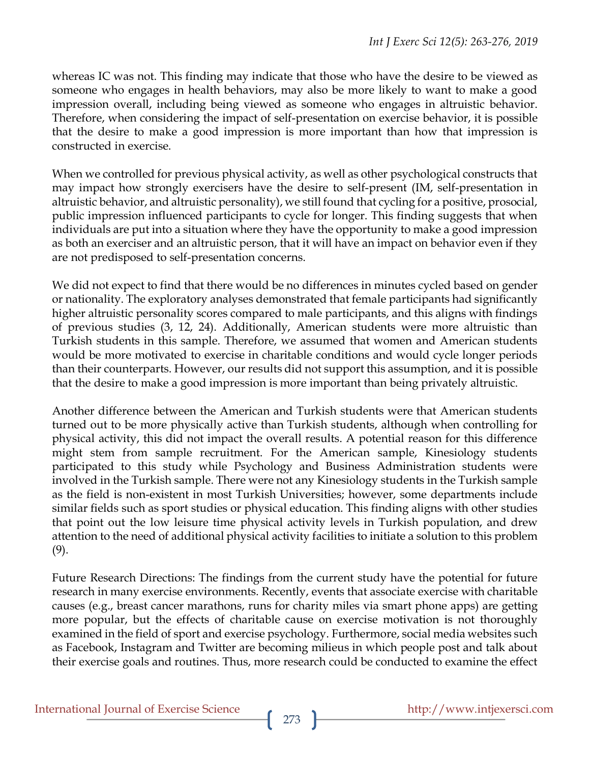whereas IC was not. This finding may indicate that those who have the desire to be viewed as someone who engages in health behaviors, may also be more likely to want to make a good impression overall, including being viewed as someone who engages in altruistic behavior. Therefore, when considering the impact of self-presentation on exercise behavior, it is possible that the desire to make a good impression is more important than how that impression is constructed in exercise.

When we controlled for previous physical activity, as well as other psychological constructs that may impact how strongly exercisers have the desire to self-present (IM, self-presentation in altruistic behavior, and altruistic personality), we still found that cycling for a positive, prosocial, public impression influenced participants to cycle for longer. This finding suggests that when individuals are put into a situation where they have the opportunity to make a good impression as both an exerciser and an altruistic person, that it will have an impact on behavior even if they are not predisposed to self-presentation concerns.

We did not expect to find that there would be no differences in minutes cycled based on gender or nationality. The exploratory analyses demonstrated that female participants had significantly higher altruistic personality scores compared to male participants, and this aligns with findings of previous studies (3, 12, 24). Additionally, American students were more altruistic than Turkish students in this sample. Therefore, we assumed that women and American students would be more motivated to exercise in charitable conditions and would cycle longer periods than their counterparts. However, our results did not support this assumption, and it is possible that the desire to make a good impression is more important than being privately altruistic.

Another difference between the American and Turkish students were that American students turned out to be more physically active than Turkish students, although when controlling for physical activity, this did not impact the overall results. A potential reason for this difference might stem from sample recruitment. For the American sample, Kinesiology students participated to this study while Psychology and Business Administration students were involved in the Turkish sample. There were not any Kinesiology students in the Turkish sample as the field is non-existent in most Turkish Universities; however, some departments include similar fields such as sport studies or physical education. This finding aligns with other studies that point out the low leisure time physical activity levels in Turkish population, and drew attention to the need of additional physical activity facilities to initiate a solution to this problem (9).

Future Research Directions: The findings from the current study have the potential for future research in many exercise environments. Recently, events that associate exercise with charitable causes (e.g., breast cancer marathons, runs for charity miles via smart phone apps) are getting more popular, but the effects of charitable cause on exercise motivation is not thoroughly examined in the field of sport and exercise psychology. Furthermore, social media websites such as Facebook, Instagram and Twitter are becoming milieus in which people post and talk about their exercise goals and routines. Thus, more research could be conducted to examine the effect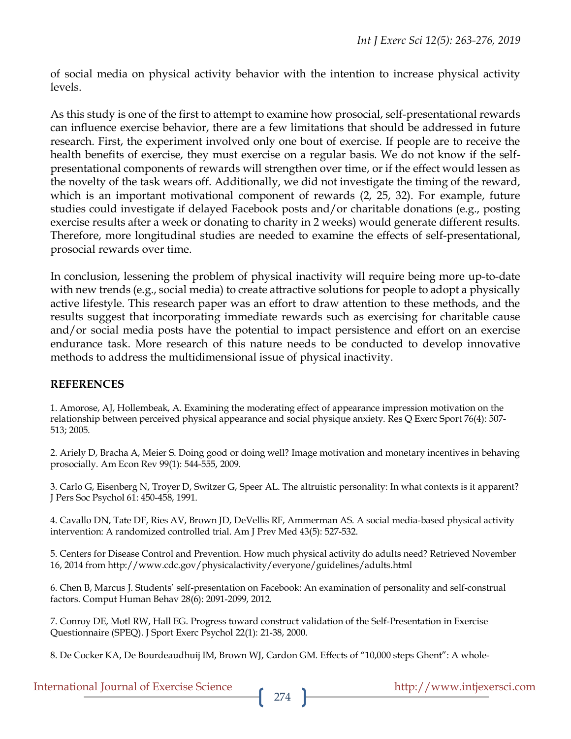of social media on physical activity behavior with the intention to increase physical activity levels.

As this study is one of the first to attempt to examine how prosocial, self-presentational rewards can influence exercise behavior, there are a few limitations that should be addressed in future research. First, the experiment involved only one bout of exercise. If people are to receive the health benefits of exercise, they must exercise on a regular basis. We do not know if the self-presentational components of rewards will strengthen over time, or if the effect would lessen as the novelty of the task wears off. Additionally, we did not investigate the timing of the reward, which is an important motivational component of rewards (2, 25, 32). For example, future studies could investigate if delayed Facebook posts and/or charitable donations (e.g., posting exercise results after a week or donating to charity in 2 weeks) would generate different results. Therefore, more longitudinal studies are needed to examine the effects of self-presentational, prosocial rewards over time.

In conclusion, lessening the problem of physical inactivity will require being more up-to-date with new trends (e.g., social media) to create attractive solutions for people to adopt a physically active lifestyle. This research paper was an effort to draw attention to these methods, and the results suggest that incorporating immediate rewards such as exercising for charitable cause and/or social media posts have the potential to impact persistence and effort on an exercise endurance task. More research of this nature needs to be conducted to develop innovative methods to address the multidimensional issue of physical inactivity.

## REFERENCES

1. Amorose, AJ, Hollembeak, A. Examining the moderating effect of appearance impression motivation on the relationship between perceived physical appearance and social physique anxiety. Res Q Exerc Sport 76(4): 507-513; 2005.

2. Ariely D, Bracha A, Meier S. Doing good or doing well? Image motivation and monetary incentives in behaving prosocially. Am Econ Rev 99(1): 544-555, 2009.

3. Carlo G, Eisenberg N, Troyer D, Switzer G, Speer AL. The altruistic personality: In what contexts is it apparent? J Pers Soc Psychol 61: 450-458, 1991.

4. Cavallo DN, Tate DF, Ries AV, Brown JD, DeVellis RF, Ammerman AS. A social media-based physical activity intervention: A randomized controlled trial. Am J Prev Med 43(5): 527-532.

5. Centers for Disease Control and Prevention. How much physical activity do adults need? Retrieved November 16, 2014 from http://www.cdc.gov/physicalactivity/everyone/guidelines/adults.html

6. Chen B, Marcus J. Students' self-presentation on Facebook: An examination of personality and self-construal factors. Comput Human Behav 28(6): 2091-2099, 2012.

7. Conroy DE, Motl RW, Hall EG. Progress toward construct validation of the Self-Presentation in Exercise Questionnaire (SPEQ). J Sport Exerc Psychol 22(1): 21-38, 2000.

8. De Cocker KA, De Bourdeaudhuij IM, Brown WJ, Cardon GM. Effects of "10,000 steps Ghent": A whole-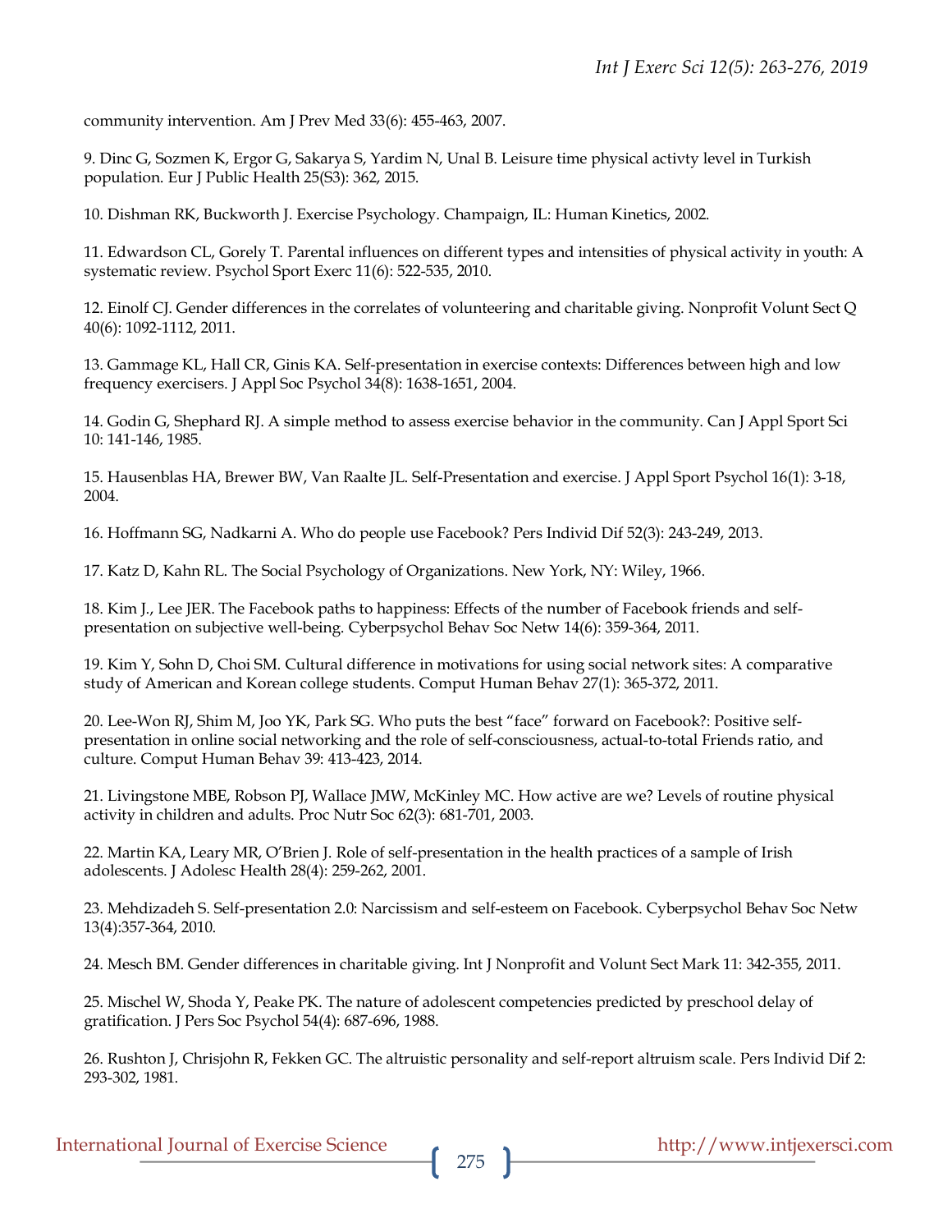community intervention. Am J Prev Med 33(6): 455-463, 2007.

9. Dinc G, Sozmen K, Ergor G, Sakarya S, Yardim N, Unal B. Leisure time physical activty level in Turkish population. Eur J Public Health 25(S3): 362, 2015.

10. Dishman RK, Buckworth J. Exercise Psychology. Champaign, IL: Human Kinetics, 2002.

11. Edwardson CL, Gorely T. Parental influences on different types and intensities of physical activity in youth: A systematic review. Psychol Sport Exerc 11(6): 522-535, 2010.

12. Einolf CJ. Gender differences in the correlates of volunteering and charitable giving. Nonprofit Volunt Sect Q 40(6): 1092-1112, 2011.

13. Gammage KL, Hall CR, Ginis KA. Self-presentation in exercise contexts: Differences between high and low frequency exercisers. J Appl Soc Psychol 34(8): 1638-1651, 2004.

14. Godin G, Shephard RJ. A simple method to assess exercise behavior in the community. Can J Appl Sport Sci 10: 141-146, 1985.

15. Hausenblas HA, Brewer BW, Van Raalte JL. Self-Presentation and exercise. J Appl Sport Psychol 16(1): 3-18, 2004.

16. Hoffmann SG, Nadkarni A. Who do people use Facebook? Pers Individ Dif 52(3): 243-249, 2013.

17. Katz D, Kahn RL. The Social Psychology of Organizations. New York, NY: Wiley, 1966.

18. Kim J., Lee JER. The Facebook paths to happiness: Effects of the number of Facebook friends and self-presentation on subjective well-being. Cyberpsychol Behav Soc Netw 14(6): 359-364, 2011.

19. Kim Y, Sohn D, Choi SM. Cultural difference in motivations for using social network sites: A comparative study of American and Korean college students. Comput Human Behav 27(1): 365-372, 2011.

20. Lee-Won RJ, Shim M, Joo YK, Park SG. Who puts the best "face" forward on Facebook?: Positive self-presentation in online social networking and the role of self-consciousness, actual-to-total Friends ratio, and culture. Comput Human Behav 39: 413-423, 2014.

21. Livingstone MBE, Robson PJ, Wallace JMW, McKinley MC. How active are we? Levels of routine physical activity in children and adults. Proc Nutr Soc 62(3): 681-701, 2003.

22. Martin KA, Leary MR, O'Brien J. Role of self-presentation in the health practices of a sample of Irish adolescents. J Adolesc Health 28(4): 259-262, 2001.

23. Mehdizadeh S. Self-presentation 2.0: Narcissism and self-esteem on Facebook. Cyberpsychol Behav Soc Netw 13(4):357-364, 2010.

24. Mesch BM. Gender differences in charitable giving. Int J Nonprofit and Volunt Sect Mark 11: 342-355, 2011.

25. Mischel W, Shoda Y, Peake PK. The nature of adolescent competencies predicted by preschool delay of gratification. J Pers Soc Psychol 54(4): 687-696, 1988.

26. Rushton J, Chrisjohn R, Fekken GC. The altruistic personality and self-report altruism scale. Pers Individ Dif 2: 293-302, 1981.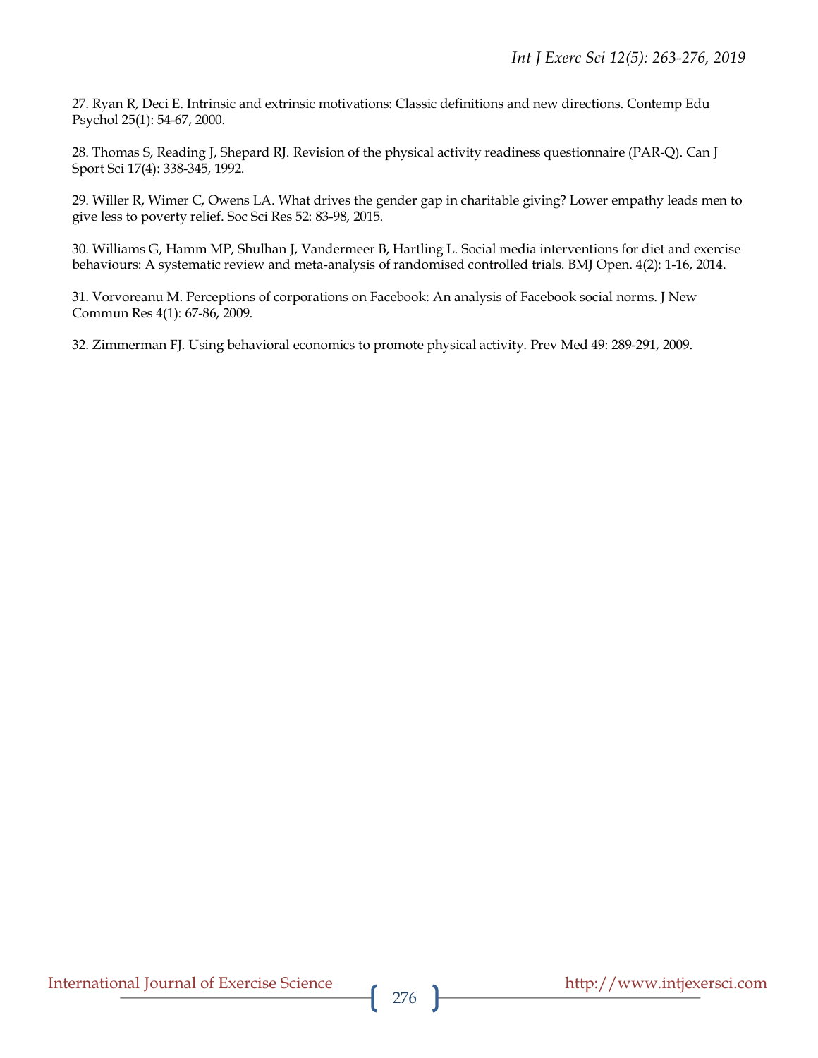27. Ryan R, Deci E. Intrinsic and extrinsic motivations: Classic definitions and new directions. Contemp Edu Psychol 25(1): 54-67, 2000.

28. Thomas S, Reading J, Shepard RJ. Revision of the physical activity readiness questionnaire (PAR-Q). Can J Sport Sci 17(4): 338-345, 1992.

29. Willer R, Wimer C, Owens LA. What drives the gender gap in charitable giving? Lower empathy leads men to give less to poverty relief. Soc Sci Res 52: 83-98, 2015.

30. Williams G, Hamm MP, Shulhan J, Vandermeer B, Hartling L. Social media interventions for diet and exercise behaviours: A systematic review and meta-analysis of randomised controlled trials. BMJ Open. 4(2): 1-16, 2014.

31. Vorvoreanu M. Perceptions of corporations on Facebook: An analysis of Facebook social norms. J New Commun Res 4(1): 67-86, 2009.

32. Zimmerman FJ. Using behavioral economics to promote physical activity. Prev Med 49: 289-291, 2009.